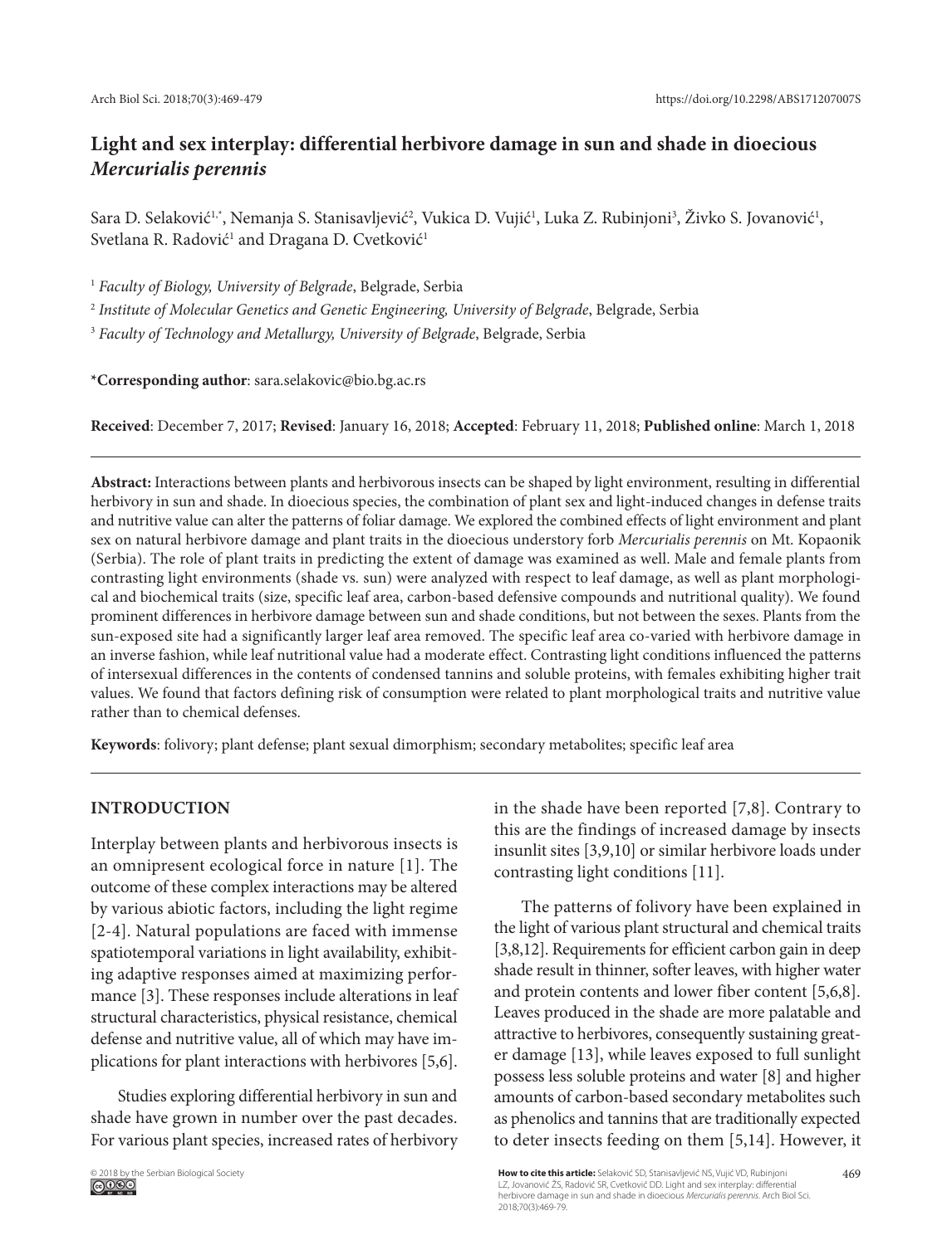# Light and sex interplay: differential herbivore damage in sun and shade in dioecious *Mercurialis perennis*

Sara D. Selaković[1,*], Nemanja S. Stanisavljević[2], Vukica D. Vujić[1], Luka Z. Rubinjoni[3], Živko S. Jovanović[1], Svetlana R. Radović[1] and Dragana D. Cvetković[1]

[1] *Faculty of Biology, University of Belgrade*, Belgrade, Serbia

[2] *Institute of Molecular Genetics and Genetic Engineering, University of Belgrade*, Belgrade, Serbia

[3] *Faculty of Technology and Metallurgy, University of Belgrade*, Belgrade, Serbia

***Corresponding author**: sara.selakovic@bio.bg.ac.rs

**Received**: December 7, 2017; **Revised**: January 16, 2018; **Accepted**: February 11, 2018; **Published online**: March 1, 2018

**Abstract:** Interactions between plants and herbivorous insects can be shaped by light environment, resulting in differential herbivory in sun and shade. In dioecious species, the combination of plant sex and light-induced changes in defense traits and nutritive value can alter the patterns of foliar damage. We explored the combined effects of light environment and plant sex on natural herbivore damage and plant traits in the dioecious understory forb *Mercurialis perennis* on Mt. Kopaonik (Serbia). The role of plant traits in predicting the extent of damage was examined as well. Male and female plants from contrasting light environments (shade vs. sun) were analyzed with respect to leaf damage, as well as plant morphological and biochemical traits (size, specific leaf area, carbon-based defensive compounds and nutritional quality). We found prominent differences in herbivore damage between sun and shade conditions, but not between the sexes. Plants from the sun-exposed site had a significantly larger leaf area removed. The specific leaf area co-varied with herbivore damage in an inverse fashion, while leaf nutritional value had a moderate effect. Contrasting light conditions influenced the patterns of intersexual differences in the contents of condensed tannins and soluble proteins, with females exhibiting higher trait values. We found that factors defining risk of consumption were related to plant morphological traits and nutritive value rather than to chemical defenses.

**Keywords**: folivory; plant defense; plant sexual dimorphism; secondary metabolites; specific leaf area

## INTRODUCTION

Interplay between plants and herbivorous insects is an omnipresent ecological force in nature [1]. The outcome of these complex interactions may be altered by various abiotic factors, including the light regime [2-4]. Natural populations are faced with immense spatiotemporal variations in light availability, exhibiting adaptive responses aimed at maximizing performance [3]. These responses include alterations in leaf structural characteristics, physical resistance, chemical defense and nutritive value, all of which may have implications for plant interactions with herbivores [5,6].

Studies exploring differential herbivory in sun and shade have grown in number over the past decades. For various plant species, increased rates of herbivory in the shade have been reported [7,8]. Contrary to this are the findings of increased damage by insects insunlit sites [3,9,10] or similar herbivore loads under contrasting light conditions [11].

The patterns of folivory have been explained in the light of various plant structural and chemical traits [3,8,12]. Requirements for efficient carbon gain in deep shade result in thinner, softer leaves, with higher water and protein contents and lower fiber content [5,6,8]. Leaves produced in the shade are more palatable and attractive to herbivores, consequently sustaining greater damage [13], while leaves exposed to full sunlight possess less soluble proteins and water [8] and higher amounts of carbon-based secondary metabolites such as phenolics and tannins that are traditionally expected to deter insects feeding on them [5,14]. However, it

© 2018 by the Serbian Biological Society

**How to cite this article:** Selaković SD, Stanisavljević NS, Vujić VD, Rubinjoni LZ, Jovanović ŽS, Radović SR, Cvetković DD. Light and sex interplay: differential herbivore damage in sun and shade in dioecious *Mercurialis perennis*. Arch Biol Sci. 2018;70(3):469-79.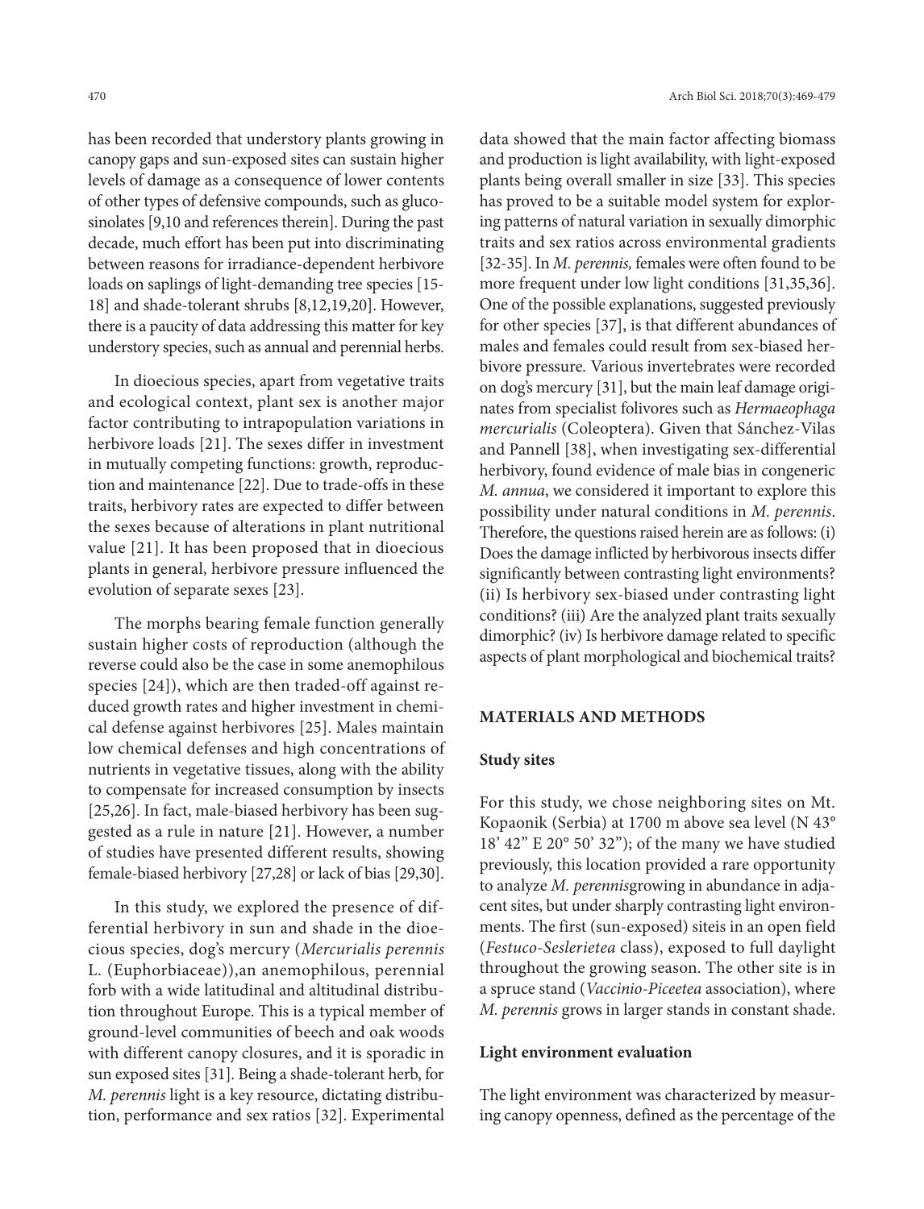has been recorded that understory plants growing in canopy gaps and sun-exposed sites can sustain higher levels of damage as a consequence of lower contents of other types of defensive compounds, such as glucosinolates [9,10 and references therein]. During the past decade, much effort has been put into discriminating between reasons for irradiance-dependent herbivore loads on saplings of light-demanding tree species [15-18] and shade-tolerant shrubs [8,12,19,20]. However, there is a paucity of data addressing this matter for key understory species, such as annual and perennial herbs.

In dioecious species, apart from vegetative traits and ecological context, plant sex is another major factor contributing to intrapopulation variations in herbivore loads [21]. The sexes differ in investment in mutually competing functions: growth, reproduction and maintenance [22]. Due to trade-offs in these traits, herbivory rates are expected to differ between the sexes because of alterations in plant nutritional value [21]. It has been proposed that in dioecious plants in general, herbivore pressure influenced the evolution of separate sexes [23].

The morphs bearing female function generally sustain higher costs of reproduction (although the reverse could also be the case in some anemophilous species [24]), which are then traded-off against reduced growth rates and higher investment in chemical defense against herbivores [25]. Males maintain low chemical defenses and high concentrations of nutrients in vegetative tissues, along with the ability to compensate for increased consumption by insects [25,26]. In fact, male-biased herbivory has been suggested as a rule in nature [21]. However, a number of studies have presented different results, showing female-biased herbivory [27,28] or lack of bias [29,30].

In this study, we explored the presence of differential herbivory in sun and shade in the dioecious species, dog's mercury (*Mercurialis perennis* L. (Euphorbiaceae)),an anemophilous, perennial forb with a wide latitudinal and altitudinal distribution throughout Europe. This is a typical member of ground-level communities of beech and oak woods with different canopy closures, and it is sporadic in sun exposed sites [31]. Being a shade-tolerant herb, for *M. perennis* light is a key resource, dictating distribution, performance and sex ratios [32]. Experimental data showed that the main factor affecting biomass and production is light availability, with light-exposed plants being overall smaller in size [33]. This species has proved to be a suitable model system for exploring patterns of natural variation in sexually dimorphic traits and sex ratios across environmental gradients [32-35]. In *M. perennis,* females were often found to be more frequent under low light conditions [31,35,36]. One of the possible explanations, suggested previously for other species [37], is that different abundances of males and females could result from sex-biased herbivore pressure. Various invertebrates were recorded on dog's mercury [31], but the main leaf damage originates from specialist folivores such as *Hermaeophaga mercurialis* (Coleoptera). Given that Sánchez-Vilas and Pannell [38], when investigating sex-differential herbivory, found evidence of male bias in congeneric *M. annua*, we considered it important to explore this possibility under natural conditions in *M. perennis*. Therefore, the questions raised herein are as follows: (i) Does the damage inflicted by herbivorous insects differ significantly between contrasting light environments? (ii) Is herbivory sex-biased under contrasting light conditions? (iii) Are the analyzed plant traits sexually dimorphic? (iv) Is herbivore damage related to specific aspects of plant morphological and biochemical traits?

## MATERIALS AND METHODS

### Study sites

For this study, we chose neighboring sites on Mt. Kopaonik (Serbia) at 1700 m above sea level (N 43° 18' 42" E 20° 50' 32"); of the many we have studied previously, this location provided a rare opportunity to analyze *M. perennis*growing in abundance in adjacent sites, but under sharply contrasting light environments. The first (sun-exposed) siteis in an open field (*Festuco-Seslerietea* class), exposed to full daylight throughout the growing season. The other site is in a spruce stand (*Vaccinio-Piceetea* association), where *M. perennis* grows in larger stands in constant shade.

### Light environment evaluation

The light environment was characterized by measuring canopy openness, defined as the percentage of the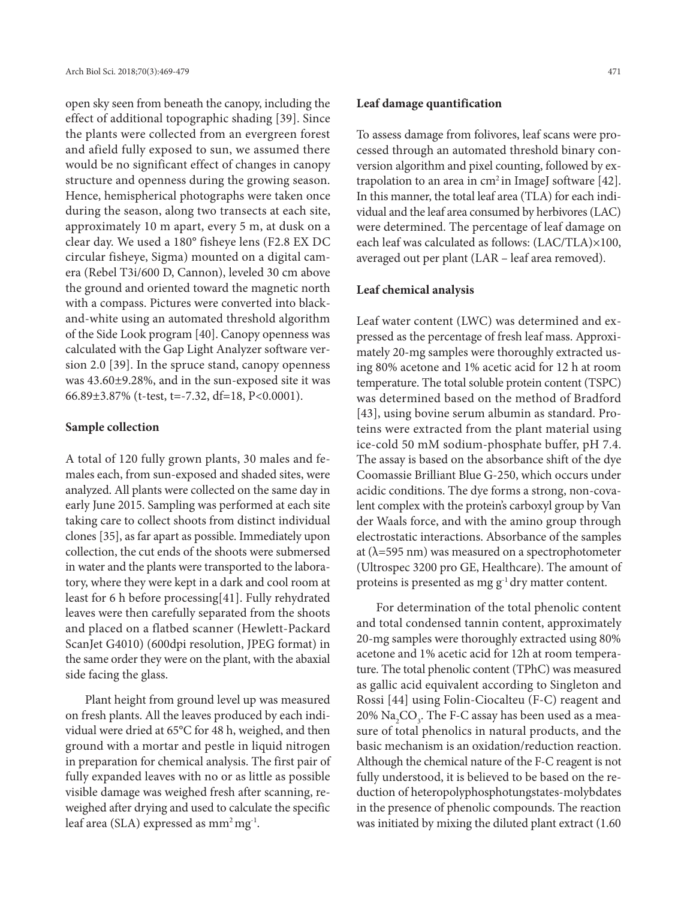open sky seen from beneath the canopy, including the effect of additional topographic shading [39]. Since the plants were collected from an evergreen forest and afield fully exposed to sun, we assumed there would be no significant effect of changes in canopy structure and openness during the growing season. Hence, hemispherical photographs were taken once during the season, along two transects at each site, approximately 10 m apart, every 5 m, at dusk on a clear day. We used a 180° fisheye lens (F2.8 EX DC circular fisheye, Sigma) mounted on a digital camera (Rebel T3i/600 D, Cannon), leveled 30 cm above the ground and oriented toward the magnetic north with a compass. Pictures were converted into black-and-white using an automated threshold algorithm of the Side Look program [40]. Canopy openness was calculated with the Gap Light Analyzer software version 2.0 [39]. In the spruce stand, canopy openness was 43.60±9.28%, and in the sun-exposed site it was 66.89±3.87% (t-test, t=-7.32, df=18, P<0.0001).

### Sample collection

A total of 120 fully grown plants, 30 males and females each, from sun-exposed and shaded sites, were analyzed. All plants were collected on the same day in early June 2015. Sampling was performed at each site taking care to collect shoots from distinct individual clones [35], as far apart as possible. Immediately upon collection, the cut ends of the shoots were submersed in water and the plants were transported to the laboratory, where they were kept in a dark and cool room at least for 6 h before processing[41]. Fully rehydrated leaves were then carefully separated from the shoots and placed on a flatbed scanner (Hewlett-Packard ScanJet G4010) (600dpi resolution, JPEG format) in the same order they were on the plant, with the abaxial side facing the glass.

Plant height from ground level up was measured on fresh plants. All the leaves produced by each individual were dried at 65°C for 48 h, weighed, and then ground with a mortar and pestle in liquid nitrogen in preparation for chemical analysis. The first pair of fully expanded leaves with no or as little as possible visible damage was weighed fresh after scanning, reweighed after drying and used to calculate the specific leaf area (SLA) expressed as $mm^2\,mg^{-1}$.

### Leaf damage quantification

To assess damage from folivores, leaf scans were processed through an automated threshold binary conversion algorithm and pixel counting, followed by extrapolation to an area in $cm^2$ in ImageJ software [42]. In this manner, the total leaf area (TLA) for each individual and the leaf area consumed by herbivores (LAC) were determined. The percentage of leaf damage on each leaf was calculated as follows: (LAC/TLA)×100, averaged out per plant (LAR – leaf area removed).

### Leaf chemical analysis

Leaf water content (LWC) was determined and expressed as the percentage of fresh leaf mass. Approximately 20-mg samples were thoroughly extracted using 80% acetone and 1% acetic acid for 12 h at room temperature. The total soluble protein content (TSPC) was determined based on the method of Bradford [43], using bovine serum albumin as standard. Proteins were extracted from the plant material using ice-cold 50 mM sodium-phosphate buffer, pH 7.4. The assay is based on the absorbance shift of the dye Coomassie Brilliant Blue G-250, which occurs under acidic conditions. The dye forms a strong, non-covalent complex with the protein's carboxyl group by Van der Waals force, and with the amino group through electrostatic interactions. Absorbance of the samples at (λ=595 nm) was measured on a spectrophotometer (Ultrospec 3200 pro GE, Healthcare). The amount of proteins is presented as $mg\,g^{-1}$ dry matter content.

For determination of the total phenolic content and total condensed tannin content, approximately 20-mg samples were thoroughly extracted using 80% acetone and 1% acetic acid for 12h at room temperature. The total phenolic content (TPhC) was measured as gallic acid equivalent according to Singleton and Rossi [44] using Folin-Ciocalteu (F-C) reagent and 20% $Na_2CO_3$. The F-C assay has been used as a measure of total phenolics in natural products, and the basic mechanism is an oxidation/reduction reaction. Although the chemical nature of the F-C reagent is not fully understood, it is believed to be based on the reduction of heteropolyphosphotungstates-molybdates in the presence of phenolic compounds. The reaction was initiated by mixing the diluted plant extract (1.60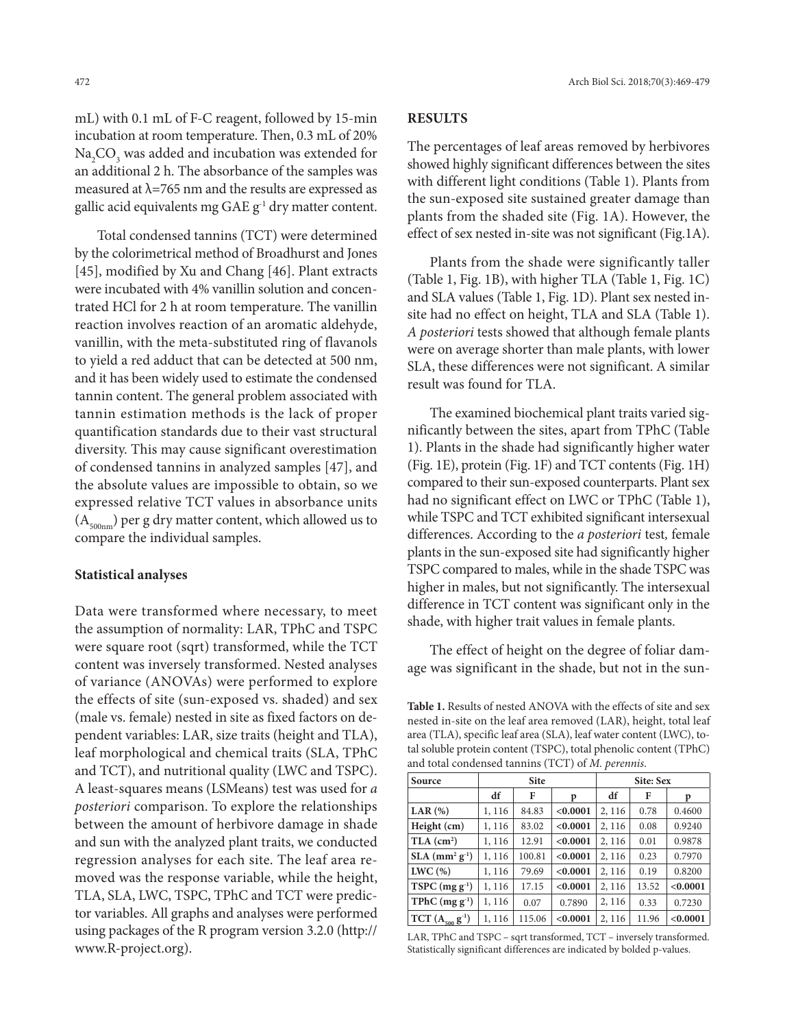mL) with 0.1 mL of F-C reagent, followed by 15-min incubation at room temperature. Then, 0.3 mL of 20% $Na_2CO_3$ was added and incubation was extended for an additional 2 h. The absorbance of the samples was measured at $\lambda$=765 nm and the results are expressed as gallic acid equivalents mg GAE $g^{-1}$ dry matter content.

Total condensed tannins (TCT) were determined by the colorimetrical method of Broadhurst and Jones [45], modified by Xu and Chang [46]. Plant extracts were incubated with 4% vanillin solution and concentrated HCl for 2 h at room temperature. The vanillin reaction involves reaction of an aromatic aldehyde, vanillin, with the meta-substituted ring of flavanols to yield a red adduct that can be detected at 500 nm, and it has been widely used to estimate the condensed tannin content. The general problem associated with tannin estimation methods is the lack of proper quantification standards due to their vast structural diversity. This may cause significant overestimation of condensed tannins in analyzed samples [47], and the absolute values are impossible to obtain, so we expressed relative TCT values in absorbance units ($A_{500nm}$) per g dry matter content, which allowed us to compare the individual samples.

### Statistical analyses

Data were transformed where necessary, to meet the assumption of normality: LAR, TPhC and TSPC were square root (sqrt) transformed, while the TCT content was inversely transformed. Nested analyses of variance (ANOVAs) were performed to explore the effects of site (sun-exposed vs. shaded) and sex (male vs. female) nested in site as fixed factors on dependent variables: LAR, size traits (height and TLA), leaf morphological and chemical traits (SLA, TPhC and TCT), and nutritional quality (LWC and TSPC). A least-squares means (LSMeans) test was used for *a posteriori* comparison. To explore the relationships between the amount of herbivore damage in shade and sun with the analyzed plant traits, we conducted regression analyses for each site. The leaf area removed was the response variable, while the height, TLA, SLA, LWC, TSPC, TPhC and TCT were predictor variables. All graphs and analyses were performed using packages of the R program version 3.2.0 (http://www.R-project.org).

## RESULTS

The percentages of leaf areas removed by herbivores showed highly significant differences between the sites with different light conditions (Table 1). Plants from the sun-exposed site sustained greater damage than plants from the shaded site (Fig. 1A). However, the effect of sex nested in-site was not significant (Fig.1A).

Plants from the shade were significantly taller (Table 1, Fig. 1B), with higher TLA (Table 1, Fig. 1C) and SLA values (Table 1, Fig. 1D). Plant sex nested in-site had no effect on height, TLA and SLA (Table 1). *A posteriori* tests showed that although female plants were on average shorter than male plants, with lower SLA, these differences were not significant. A similar result was found for TLA.

The examined biochemical plant traits varied significantly between the sites, apart from TPhC (Table 1). Plants in the shade had significantly higher water (Fig. 1E), protein (Fig. 1F) and TCT contents (Fig. 1H) compared to their sun-exposed counterparts. Plant sex had no significant effect on LWC or TPhC (Table 1), while TSPC and TCT exhibited significant intersexual differences. According to the *a posteriori* test, female plants in the sun-exposed site had significantly higher TSPC compared to males, while in the shade TSPC was higher in males, but not significantly. The intersexual difference in TCT content was significant only in the shade, with higher trait values in female plants.

The effect of height on the degree of foliar damage was significant in the shade, but not in the sun-

**Table 1.** Results of nested ANOVA with the effects of site and sex nested in-site on the leaf area removed (LAR), height, total leaf area (TLA), specific leaf area (SLA), leaf water content (LWC), total soluble protein content (TSPC), total phenolic content (TPhC) and total condensed tannins (TCT) of *M. perennis*.

| Source | Site | | | Site: Sex | | |
|---|---|---|---|---|---|---|
| | df | F | p | df | F | p |
| **LAR (%)** | 1, 116 | 84.83 | **<0.0001** | 2, 116 | 0.78 | 0.4600 |
| **Height (cm)** | 1, 116 | 83.02 | **<0.0001** | 2, 116 | 0.08 | 0.9240 |
| **TLA ($cm^2$)** | 1, 116 | 12.91 | **<0.0001** | 2, 116 | 0.01 | 0.9878 |
| **SLA ($mm^2$ $g^{-1}$)** | 1, 116 | 100.81 | **<0.0001** | 2, 116 | 0.23 | 0.7970 |
| **LWC (%)** | 1, 116 | 79.69 | **<0.0001** | 2, 116 | 0.19 | 0.8200 |
| **TSPC (mg $g^{-1}$)** | 1, 116 | 17.15 | **<0.0001** | 2, 116 | 13.52 | **<0.0001** |
| **TPhC (mg $g^{-1}$)** | 1, 116 | 0.07 | 0.7890 | 2, 116 | 0.33 | 0.7230 |
| **TCT ($A_{500}$ $g^{-1}$)** | 1, 116 | 115.06 | **<0.0001** | 2, 116 | 11.96 | **<0.0001** |

LAR, TPhC and TSPC – sqrt transformed, TCT – inversely transformed. Statistically significant differences are indicated by bolded p-values.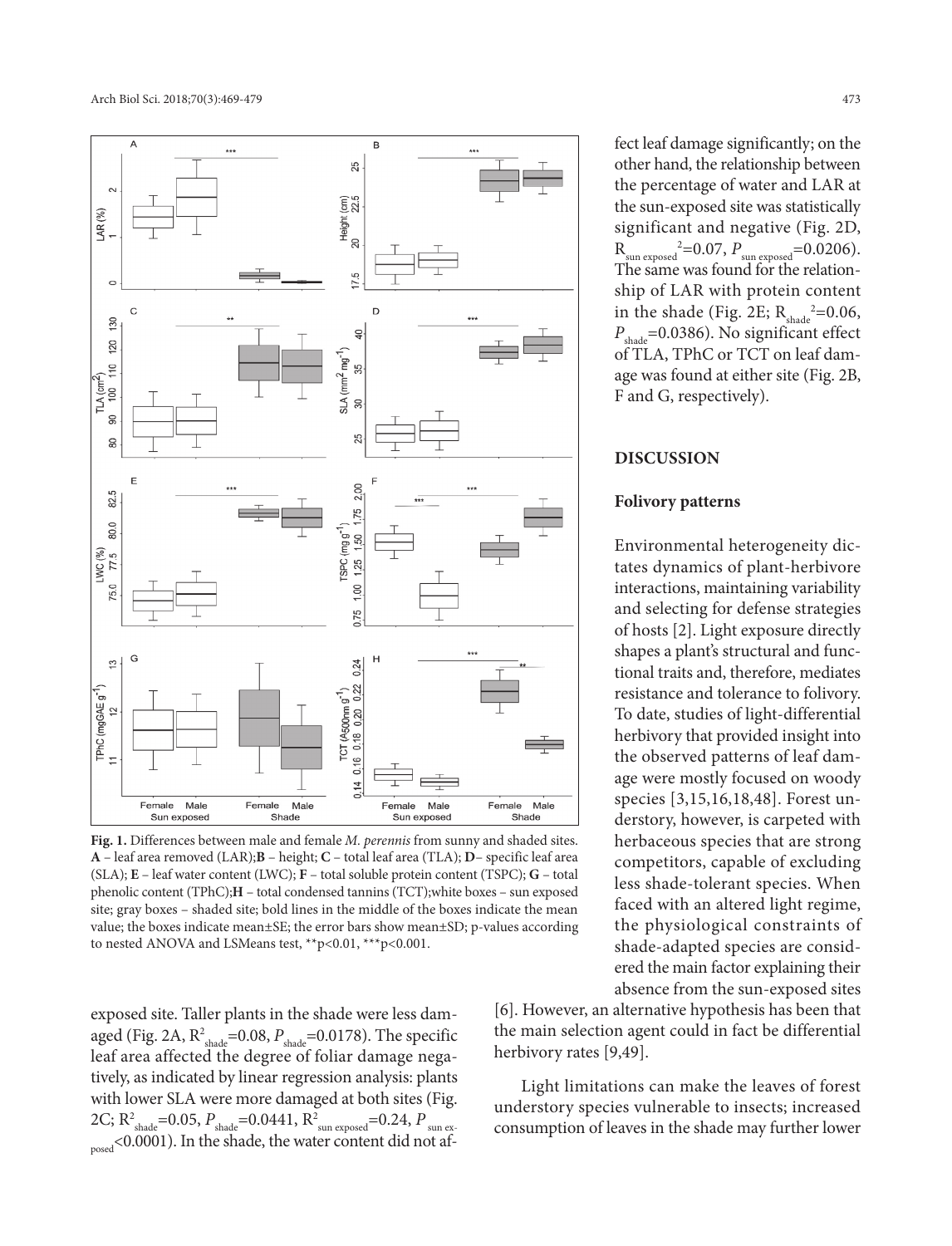**Fig. 1.** Differences between male and female *M. perennis* from sunny and shaded sites. **A** – leaf area removed (LAR);**B** – height; **C** – total leaf area (TLA); **D**– specific leaf area (SLA); **E** – leaf water content (LWC); **F** – total soluble protein content (TSPC); **G** – total phenolic content (TPhC);**H** – total condensed tannins (TCT);white boxes – sun exposed site; gray boxes – shaded site; bold lines in the middle of the boxes indicate the mean value; the boxes indicate mean±SE; the error bars show mean±SD; p-values according to nested ANOVA and LSMeans test, **p<0.01, ***p<0.001.

exposed site. Taller plants in the shade were less damaged (Fig. 2A, $R^2_{shade}$=0.08, $P_{shade}$=0.0178). The specific leaf area affected the degree of foliar damage negatively, as indicated by linear regression analysis: plants with lower SLA were more damaged at both sites (Fig. 2C; $R^2_{shade}$=0.05, $P_{shade}$=0.0441, $R^2_{sun\ exposed}$=0.24, $P_{sun\ exposed}$<0.0001). In the shade, the water content did not affect leaf damage significantly; on the other hand, the relationship between the percentage of water and LAR at the sun-exposed site was statistically significant and negative (Fig. 2D, $R_{sun\ exposed}^2$=0.07, $P_{sun\ exposed}$=0.0206). The same was found for the relationship of LAR with protein content in the shade (Fig. 2E; $R_{shade}^2$=0.06, $P_{shade}$=0.0386). No significant effect of TLA, TPhC or TCT on leaf damage was found at either site (Fig. 2B, F and G, respectively).

## DISCUSSION

### Folivory patterns

Environmental heterogeneity dictates dynamics of plant-herbivore interactions, maintaining variability and selecting for defense strategies of hosts [2]. Light exposure directly shapes a plant's structural and functional traits and, therefore, mediates resistance and tolerance to folivory. To date, studies of light-differential herbivory that provided insight into the observed patterns of leaf damage were mostly focused on woody species [3,15,16,18,48]. Forest understory, however, is carpeted with herbaceous species that are strong competitors, capable of excluding less shade-tolerant species. When faced with an altered light regime, the physiological constraints of shade-adapted species are considered the main factor explaining their absence from the sun-exposed sites [6]. However, an alternative hypothesis has been that the main selection agent could in fact be differential herbivory rates [9,49].

Light limitations can make the leaves of forest understory species vulnerable to insects; increased consumption of leaves in the shade may further lower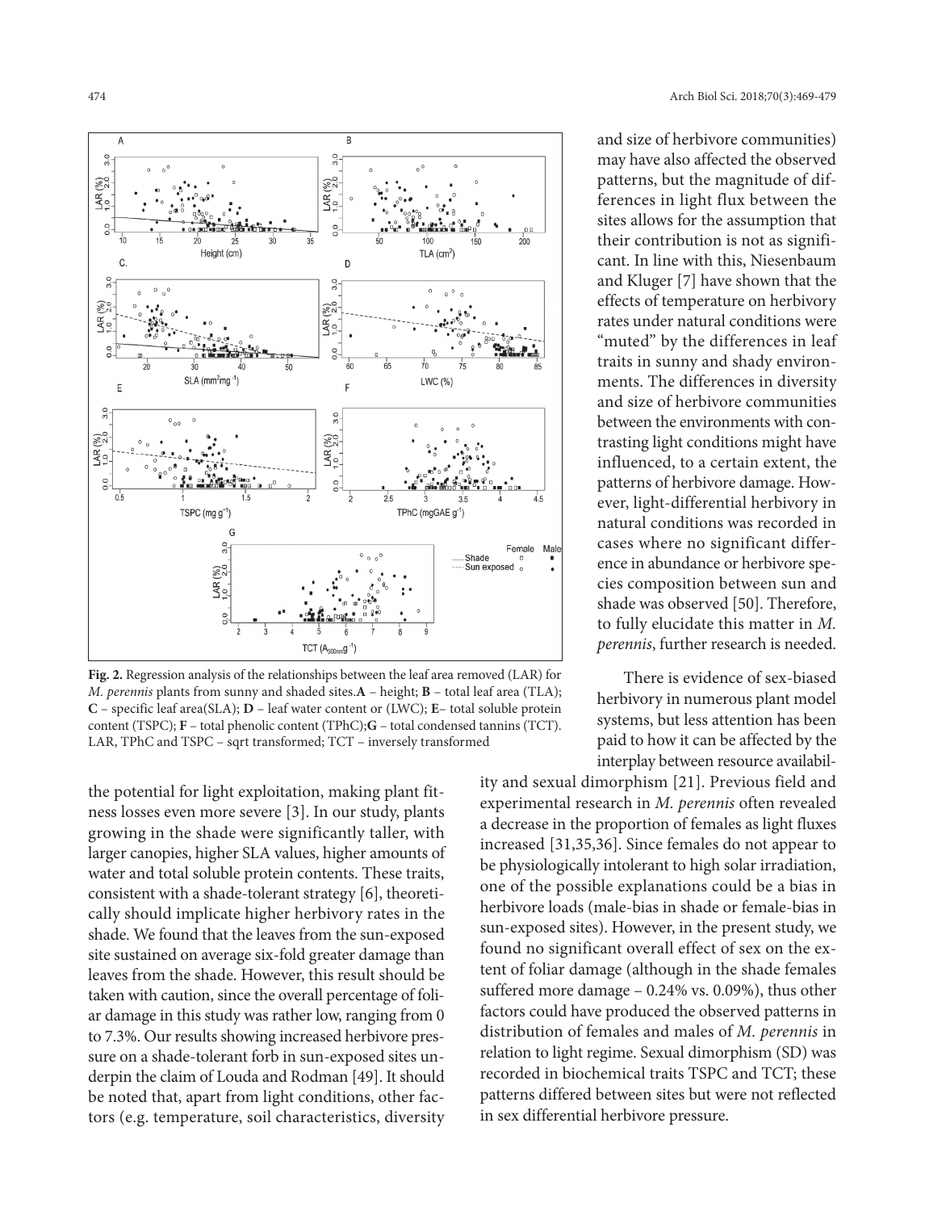**Fig. 2.** Regression analysis of the relationships between the leaf area removed (LAR) for *M. perennis* plants from sunny and shaded sites.**A** – height; **B** – total leaf area (TLA); **C** – specific leaf area(SLA); **D** – leaf water content or (LWC); **E**– total soluble protein content (TSPC); **F** – total phenolic content (TPhC);**G** – total condensed tannins (TCT). LAR, TPhC and TSPC – sqrt transformed; TCT – inversely transformed

the potential for light exploitation, making plant fitness losses even more severe [3]. In our study, plants growing in the shade were significantly taller, with larger canopies, higher SLA values, higher amounts of water and total soluble protein contents. These traits, consistent with a shade-tolerant strategy [6], theoretically should implicate higher herbivory rates in the shade. We found that the leaves from the sun-exposed site sustained on average six-fold greater damage than leaves from the shade. However, this result should be taken with caution, since the overall percentage of foliar damage in this study was rather low, ranging from 0 to 7.3%. Our results showing increased herbivore pressure on a shade-tolerant forb in sun-exposed sites underpin the claim of Louda and Rodman [49]. It should be noted that, apart from light conditions, other factors (e.g. temperature, soil characteristics, diversity and size of herbivore communities) may have also affected the observed patterns, but the magnitude of differences in light flux between the sites allows for the assumption that their contribution is not as significant. In line with this, Niesenbaum and Kluger [7] have shown that the effects of temperature on herbivory rates under natural conditions were "muted" by the differences in leaf traits in sunny and shady environments. The differences in diversity and size of herbivore communities between the environments with contrasting light conditions might have influenced, to a certain extent, the patterns of herbivore damage. However, light-differential herbivory in natural conditions was recorded in cases where no significant difference in abundance or herbivore species composition between sun and shade was observed [50]. Therefore, to fully elucidate this matter in *M. perennis*, further research is needed.

There is evidence of sex-biased herbivory in numerous plant model systems, but less attention has been paid to how it can be affected by the interplay between resource availability and sexual dimorphism [21]. Previous field and experimental research in *M. perennis* often revealed a decrease in the proportion of females as light fluxes increased [31,35,36]. Since females do not appear to be physiologically intolerant to high solar irradiation, one of the possible explanations could be a bias in herbivore loads (male-bias in shade or female-bias in sun-exposed sites). However, in the present study, we found no significant overall effect of sex on the extent of foliar damage (although in the shade females suffered more damage – 0.24% vs. 0.09%), thus other factors could have produced the observed patterns in distribution of females and males of *M. perennis* in relation to light regime. Sexual dimorphism (SD) was recorded in biochemical traits TSPC and TCT; these patterns differed between sites but were not reflected in sex differential herbivore pressure.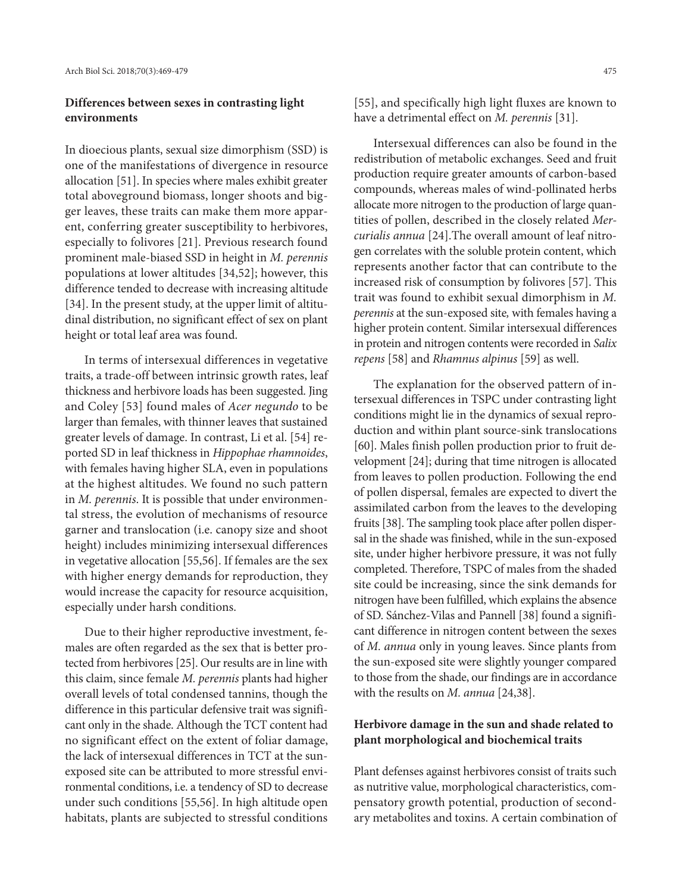### Differences between sexes in contrasting light environments

In dioecious plants, sexual size dimorphism (SSD) is one of the manifestations of divergence in resource allocation [51]. In species where males exhibit greater total aboveground biomass, longer shoots and bigger leaves, these traits can make them more apparent, conferring greater susceptibility to herbivores, especially to folivores [21]. Previous research found prominent male-biased SSD in height in *M. perennis* populations at lower altitudes [34,52]; however, this difference tended to decrease with increasing altitude [34]. In the present study, at the upper limit of altitudinal distribution, no significant effect of sex on plant height or total leaf area was found.

In terms of intersexual differences in vegetative traits, a trade-off between intrinsic growth rates, leaf thickness and herbivore loads has been suggested. Jing and Coley [53] found males of *Acer negundo* to be larger than females, with thinner leaves that sustained greater levels of damage. In contrast, Li et al. [54] reported SD in leaf thickness in *Hippophae rhamnoides*, with females having higher SLA, even in populations at the highest altitudes. We found no such pattern in *M. perennis*. It is possible that under environmental stress, the evolution of mechanisms of resource garner and translocation (i.e. canopy size and shoot height) includes minimizing intersexual differences in vegetative allocation [55,56]. If females are the sex with higher energy demands for reproduction, they would increase the capacity for resource acquisition, especially under harsh conditions.

Due to their higher reproductive investment, females are often regarded as the sex that is better protected from herbivores [25]. Our results are in line with this claim, since female *M. perennis* plants had higher overall levels of total condensed tannins, though the difference in this particular defensive trait was significant only in the shade. Although the TCT content had no significant effect on the extent of foliar damage, the lack of intersexual differences in TCT at the sun-exposed site can be attributed to more stressful environmental conditions, i.e. a tendency of SD to decrease under such conditions [55,56]. In high altitude open habitats, plants are subjected to stressful conditions [55], and specifically high light fluxes are known to have a detrimental effect on *M. perennis* [31].

Intersexual differences can also be found in the redistribution of metabolic exchanges. Seed and fruit production require greater amounts of carbon-based compounds, whereas males of wind-pollinated herbs allocate more nitrogen to the production of large quantities of pollen, described in the closely related *Mercurialis annua* [24].The overall amount of leaf nitrogen correlates with the soluble protein content, which represents another factor that can contribute to the increased risk of consumption by folivores [57]. This trait was found to exhibit sexual dimorphism in *M. perennis* at the sun-exposed site, with females having a higher protein content. Similar intersexual differences in protein and nitrogen contents were recorded in *Salix repens* [58] and *Rhamnus alpinus* [59] as well.

The explanation for the observed pattern of intersexual differences in TSPC under contrasting light conditions might lie in the dynamics of sexual reproduction and within plant source-sink translocations [60]. Males finish pollen production prior to fruit development [24]; during that time nitrogen is allocated from leaves to pollen production. Following the end of pollen dispersal, females are expected to divert the assimilated carbon from the leaves to the developing fruits [38]. The sampling took place after pollen dispersal in the shade was finished, while in the sun-exposed site, under higher herbivore pressure, it was not fully completed. Therefore, TSPC of males from the shaded site could be increasing, since the sink demands for nitrogen have been fulfilled, which explains the absence of SD. Sánchez-Vilas and Pannell [38] found a significant difference in nitrogen content between the sexes of *M. annua* only in young leaves. Since plants from the sun-exposed site were slightly younger compared to those from the shade, our findings are in accordance with the results on *M. annua* [24,38].

### Herbivore damage in the sun and shade related to plant morphological and biochemical traits

Plant defenses against herbivores consist of traits such as nutritive value, morphological characteristics, compensatory growth potential, production of secondary metabolites and toxins. A certain combination of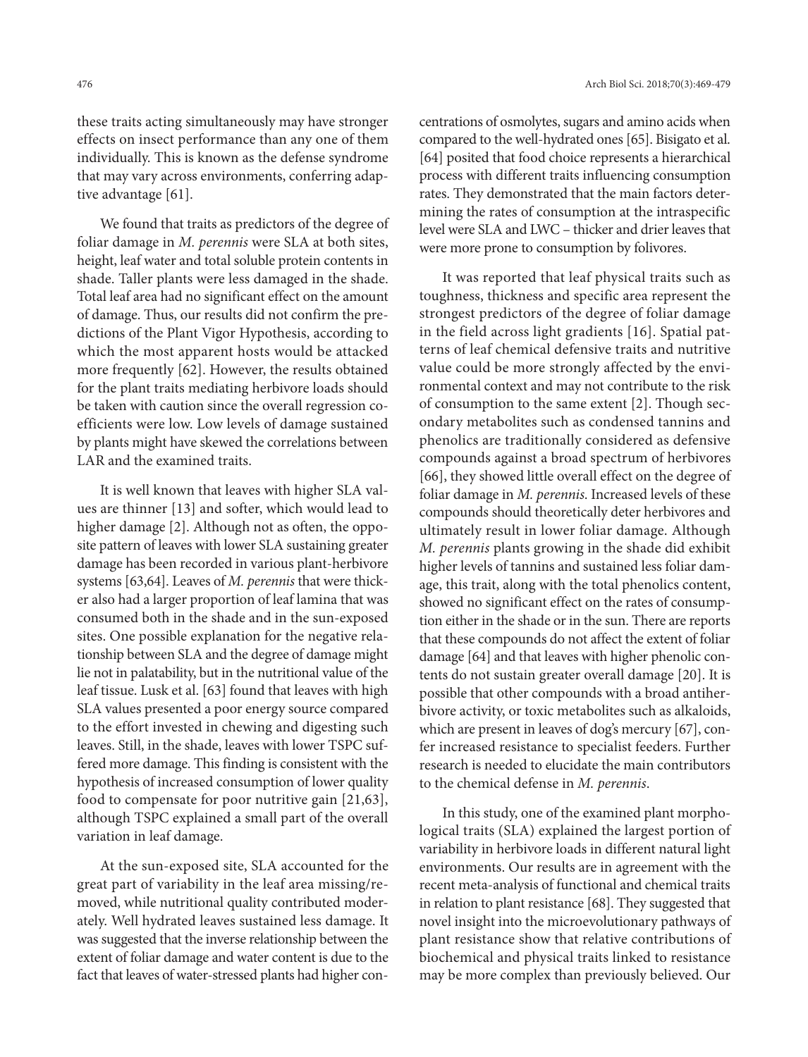these traits acting simultaneously may have stronger effects on insect performance than any one of them individually. This is known as the defense syndrome that may vary across environments, conferring adaptive advantage [61].

We found that traits as predictors of the degree of foliar damage in *M. perennis* were SLA at both sites, height, leaf water and total soluble protein contents in shade. Taller plants were less damaged in the shade. Total leaf area had no significant effect on the amount of damage. Thus, our results did not confirm the predictions of the Plant Vigor Hypothesis, according to which the most apparent hosts would be attacked more frequently [62]. However, the results obtained for the plant traits mediating herbivore loads should be taken with caution since the overall regression coefficients were low. Low levels of damage sustained by plants might have skewed the correlations between LAR and the examined traits.

It is well known that leaves with higher SLA values are thinner [13] and softer, which would lead to higher damage [2]. Although not as often, the opposite pattern of leaves with lower SLA sustaining greater damage has been recorded in various plant-herbivore systems [63,64]. Leaves of *M. perennis* that were thicker also had a larger proportion of leaf lamina that was consumed both in the shade and in the sun-exposed sites. One possible explanation for the negative relationship between SLA and the degree of damage might lie not in palatability, but in the nutritional value of the leaf tissue. Lusk et al. [63] found that leaves with high SLA values presented a poor energy source compared to the effort invested in chewing and digesting such leaves. Still, in the shade, leaves with lower TSPC suffered more damage. This finding is consistent with the hypothesis of increased consumption of lower quality food to compensate for poor nutritive gain [21,63], although TSPC explained a small part of the overall variation in leaf damage.

At the sun-exposed site, SLA accounted for the great part of variability in the leaf area missing/removed, while nutritional quality contributed moderately. Well hydrated leaves sustained less damage. It was suggested that the inverse relationship between the extent of foliar damage and water content is due to the fact that leaves of water-stressed plants had higher concentrations of osmolytes, sugars and amino acids when compared to the well-hydrated ones [65]. Bisigato et al. [64] posited that food choice represents a hierarchical process with different traits influencing consumption rates. They demonstrated that the main factors determining the rates of consumption at the intraspecific level were SLA and LWC – thicker and drier leaves that were more prone to consumption by folivores.

It was reported that leaf physical traits such as toughness, thickness and specific area represent the strongest predictors of the degree of foliar damage in the field across light gradients [16]. Spatial patterns of leaf chemical defensive traits and nutritive value could be more strongly affected by the environmental context and may not contribute to the risk of consumption to the same extent [2]. Though secondary metabolites such as condensed tannins and phenolics are traditionally considered as defensive compounds against a broad spectrum of herbivores [66], they showed little overall effect on the degree of foliar damage in *M. perennis*. Increased levels of these compounds should theoretically deter herbivores and ultimately result in lower foliar damage. Although *M. perennis* plants growing in the shade did exhibit higher levels of tannins and sustained less foliar damage, this trait, along with the total phenolics content, showed no significant effect on the rates of consumption either in the shade or in the sun. There are reports that these compounds do not affect the extent of foliar damage [64] and that leaves with higher phenolic contents do not sustain greater overall damage [20]. It is possible that other compounds with a broad antiherbivore activity, or toxic metabolites such as alkaloids, which are present in leaves of dog's mercury [67], confer increased resistance to specialist feeders. Further research is needed to elucidate the main contributors to the chemical defense in *M. perennis*.

In this study, one of the examined plant morphological traits (SLA) explained the largest portion of variability in herbivore loads in different natural light environments. Our results are in agreement with the recent meta-analysis of functional and chemical traits in relation to plant resistance [68]. They suggested that novel insight into the microevolutionary pathways of plant resistance show that relative contributions of biochemical and physical traits linked to resistance may be more complex than previously believed. Our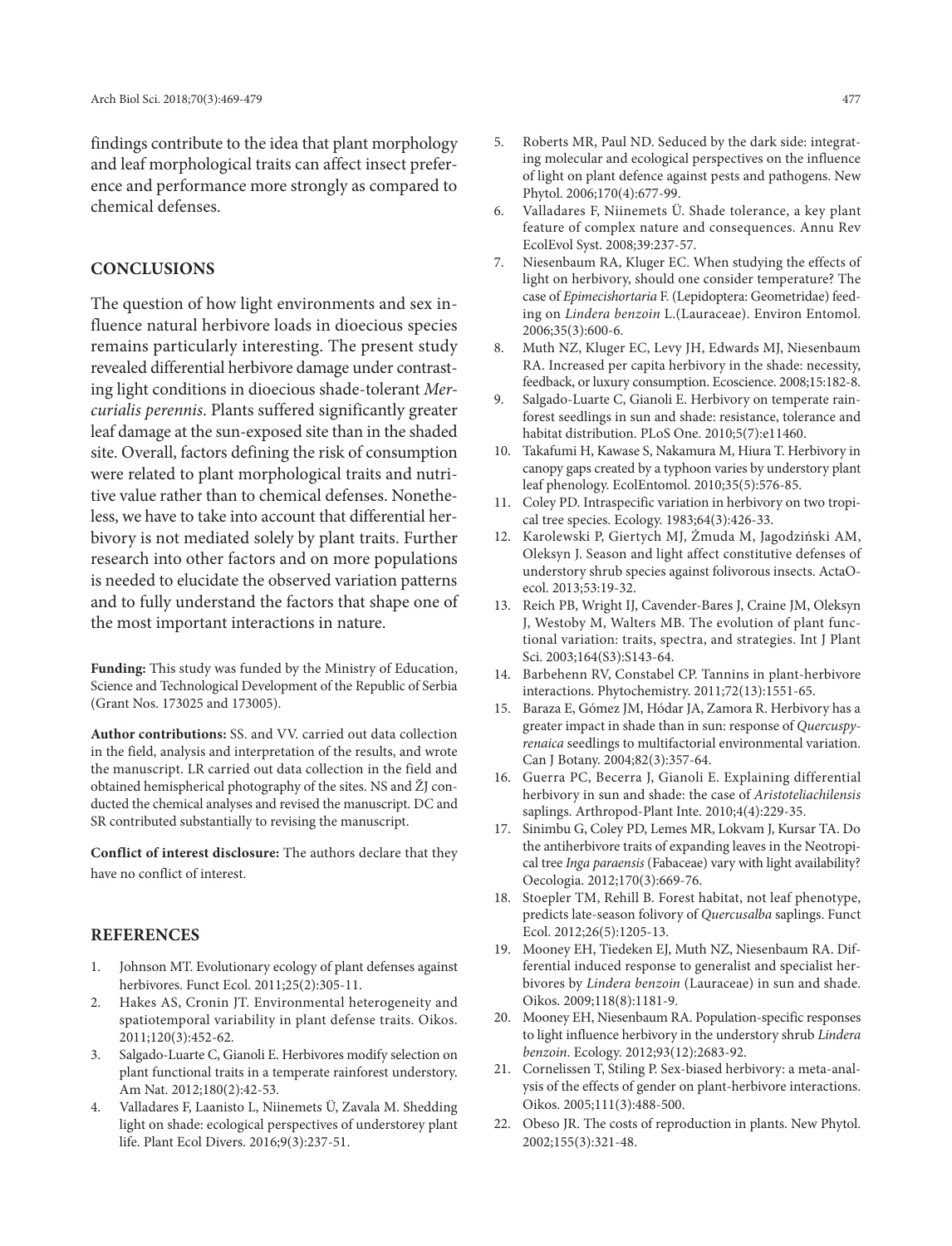findings contribute to the idea that plant morphology and leaf morphological traits can affect insect preference and performance more strongly as compared to chemical defenses.

## CONCLUSIONS

The question of how light environments and sex influence natural herbivore loads in dioecious species remains particularly interesting. The present study revealed differential herbivore damage under contrasting light conditions in dioecious shade-tolerant *Mercurialis perennis*. Plants suffered significantly greater leaf damage at the sun-exposed site than in the shaded site. Overall, factors defining the risk of consumption were related to plant morphological traits and nutritive value rather than to chemical defenses. Nonetheless, we have to take into account that differential herbivory is not mediated solely by plant traits. Further research into other factors and on more populations is needed to elucidate the observed variation patterns and to fully understand the factors that shape one of the most important interactions in nature.

**Funding:** This study was funded by the Ministry of Education, Science and Technological Development of the Republic of Serbia (Grant Nos. 173025 and 173005).

**Author contributions:** SS. and VV. carried out data collection in the field, analysis and interpretation of the results, and wrote the manuscript. LR carried out data collection in the field and obtained hemispherical photography of the sites. NS and ŽJ conducted the chemical analyses and revised the manuscript. DC and SR contributed substantially to revising the manuscript.

**Conflict of interest disclosure:** The authors declare that they have no conflict of interest.

## REFERENCES

1. Johnson MT. Evolutionary ecology of plant defenses against herbivores. Funct Ecol. 2011;25(2):305-11.
2. Hakes AS, Cronin JT. Environmental heterogeneity and spatiotemporal variability in plant defense traits. Oikos. 2011;120(3):452-62.
3. Salgado-Luarte C, Gianoli E. Herbivores modify selection on plant functional traits in a temperate rainforest understory. Am Nat. 2012;180(2):42-53.
4. Valladares F, Laanisto L, Niinemets Ü, Zavala M. Shedding light on shade: ecological perspectives of understorey plant life. Plant Ecol Divers. 2016;9(3):237-51.
5. Roberts MR, Paul ND. Seduced by the dark side: integrating molecular and ecological perspectives on the influence of light on plant defence against pests and pathogens. New Phytol. 2006;170(4):677-99.
6. Valladares F, Niinemets Ü. Shade tolerance, a key plant feature of complex nature and consequences. Annu Rev EcolEvol Syst. 2008;39:237-57.
7. Niesenbaum RA, Kluger EC. When studying the effects of light on herbivory, should one consider temperature? The case of *Epimecishortaria* F. (Lepidoptera: Geometridae) feeding on *Lindera benzoin* L.(Lauraceae). Environ Entomol. 2006;35(3):600-6.
8. Muth NZ, Kluger EC, Levy JH, Edwards MJ, Niesenbaum RA. Increased per capita herbivory in the shade: necessity, feedback, or luxury consumption. Ecoscience. 2008;15:182-8.
9. Salgado-Luarte C, Gianoli E. Herbivory on temperate rainforest seedlings in sun and shade: resistance, tolerance and habitat distribution. PLoS One. 2010;5(7):e11460.
10. Takafumi H, Kawase S, Nakamura M, Hiura T. Herbivory in canopy gaps created by a typhoon varies by understory plant leaf phenology. EcolEntomol. 2010;35(5):576-85.
11. Coley PD. Intraspecific variation in herbivory on two tropical tree species. Ecology. 1983;64(3):426-33.
12. Karolewski P, Giertych MJ, Żmuda M, Jagodziński AM, Oleksyn J. Season and light affect constitutive defenses of understory shrub species against folivorous insects. ActaOecol. 2013;53:19-32.
13. Reich PB, Wright IJ, Cavender-Bares J, Craine JM, Oleksyn J, Westoby M, Walters MB. The evolution of plant functional variation: traits, spectra, and strategies. Int J Plant Sci. 2003;164(S3):S143-64.
14. Barbehenn RV, Constabel CP. Tannins in plant-herbivore interactions. Phytochemistry. 2011;72(13):1551-65.
15. Baraza E, Gómez JM, Hódar JA, Zamora R. Herbivory has a greater impact in shade than in sun: response of *Quercuspyrenaica* seedlings to multifactorial environmental variation. Can J Botany. 2004;82(3):357-64.
16. Guerra PC, Becerra J, Gianoli E. Explaining differential herbivory in sun and shade: the case of *Aristoteliachilensis* saplings. Arthropod-Plant Inte. 2010;4(4):229-35.
17. Sinimbu G, Coley PD, Lemes MR, Lokvam J, Kursar TA. Do the antiherbivore traits of expanding leaves in the Neotropical tree *Inga paraensis* (Fabaceae) vary with light availability? Oecologia. 2012;170(3):669-76.
18. Stoepler TM, Rehill B. Forest habitat, not leaf phenotype, predicts late-season folivory of *Quercusalba* saplings. Funct Ecol. 2012;26(5):1205-13.
19. Mooney EH, Tiedeken EJ, Muth NZ, Niesenbaum RA. Differential induced response to generalist and specialist herbivores by *Lindera benzoin* (Lauraceae) in sun and shade. Oikos. 2009;118(8):1181-9.
20. Mooney EH, Niesenbaum RA. Population-specific responses to light influence herbivory in the understory shrub *Lindera benzoin*. Ecology. 2012;93(12):2683-92.
21. Cornelissen T, Stiling P. Sex-biased herbivory: a meta-analysis of the effects of gender on plant-herbivore interactions. Oikos. 2005;111(3):488-500.
22. Obeso JR. The costs of reproduction in plants. New Phytol. 2002;155(3):321-48.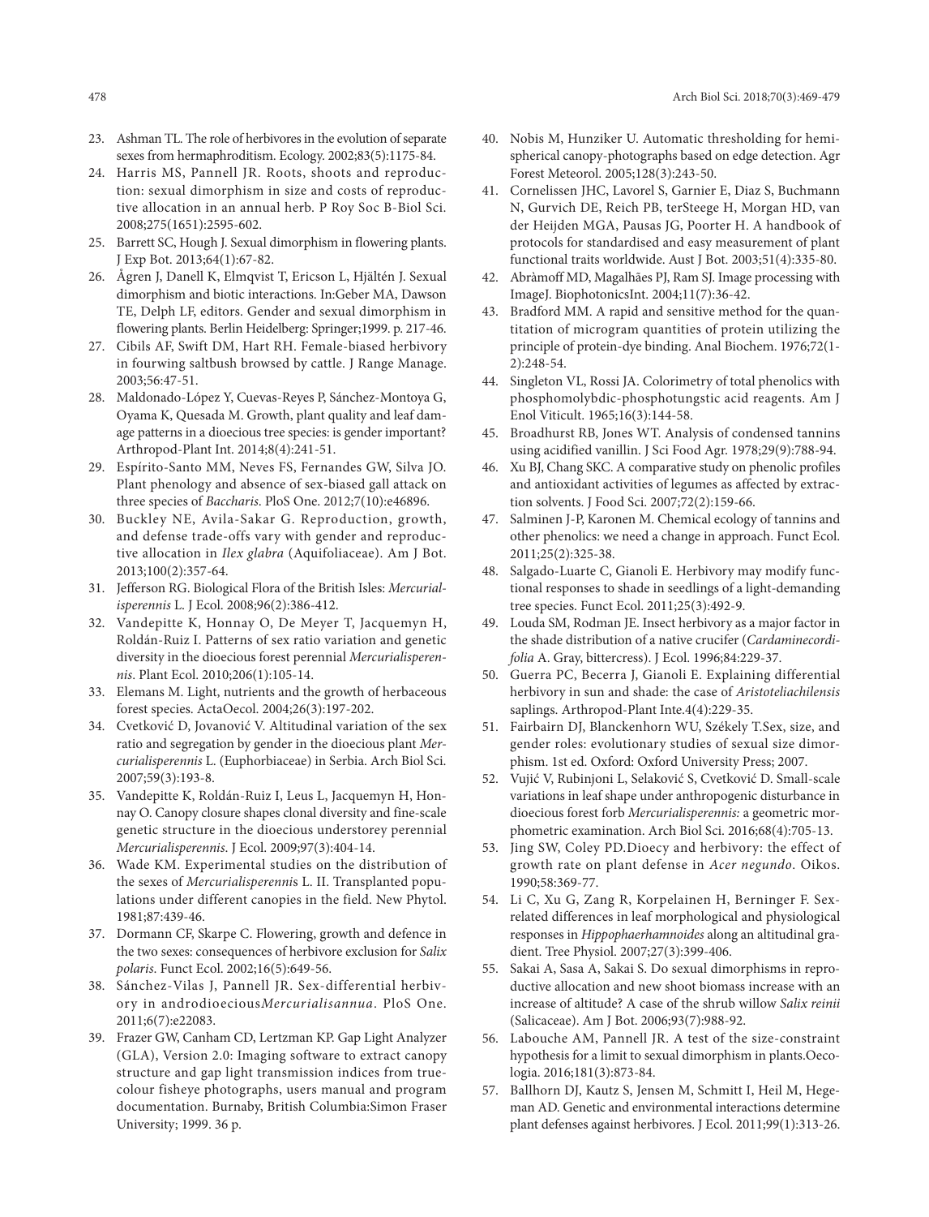23. Ashman TL. The role of herbivores in the evolution of separate sexes from hermaphroditism. Ecology. 2002;83(5):1175-84.
24. Harris MS, Pannell JR. Roots, shoots and reproduction: sexual dimorphism in size and costs of reproductive allocation in an annual herb. P Roy Soc B-Biol Sci. 2008;275(1651):2595-602.
25. Barrett SC, Hough J. Sexual dimorphism in flowering plants. J Exp Bot. 2013;64(1):67-82.
26. Ågren J, Danell K, Elmqvist T, Ericson L, Hjältén J. Sexual dimorphism and biotic interactions. In:Geber MA, Dawson TE, Delph LF, editors. Gender and sexual dimorphism in flowering plants. Berlin Heidelberg: Springer;1999. p. 217-46.
27. Cibils AF, Swift DM, Hart RH. Female-biased herbivory in fourwing saltbush browsed by cattle. J Range Manage. 2003;56:47-51.
28. Maldonado-López Y, Cuevas-Reyes P, Sánchez-Montoya G, Oyama K, Quesada M. Growth, plant quality and leaf damage patterns in a dioecious tree species: is gender important? Arthropod-Plant Int. 2014;8(4):241-51.
29. Espírito-Santo MM, Neves FS, Fernandes GW, Silva JO. Plant phenology and absence of sex-biased gall attack on three species of *Baccharis*. PloS One. 2012;7(10):e46896.
30. Buckley NE, Avila-Sakar G. Reproduction, growth, and defense trade-offs vary with gender and reproductive allocation in *Ilex glabra* (Aquifoliaceae). Am J Bot. 2013;100(2):357-64.
31. Jefferson RG. Biological Flora of the British Isles: *Mercurialisperennis* L. J Ecol. 2008;96(2):386-412.
32. Vandepitte K, Honnay O, De Meyer T, Jacquemyn H, Roldán-Ruiz I. Patterns of sex ratio variation and genetic diversity in the dioecious forest perennial *Mercurialisperennis*. Plant Ecol. 2010;206(1):105-14.
33. Elemans M. Light, nutrients and the growth of herbaceous forest species. ActaOecol. 2004;26(3):197-202.
34. Cvetković D, Jovanović V. Altitudinal variation of the sex ratio and segregation by gender in the dioecious plant *Mercurialisperennis* L. (Euphorbiaceae) in Serbia. Arch Biol Sci. 2007;59(3):193-8.
35. Vandepitte K, Roldán-Ruiz I, Leus L, Jacquemyn H, Honnay O. Canopy closure shapes clonal diversity and fine-scale genetic structure in the dioecious understorey perennial *Mercurialisperennis*. J Ecol. 2009;97(3):404-14.
36. Wade KM. Experimental studies on the distribution of the sexes of *Mercurialisperennis* L. II. Transplanted populations under different canopies in the field. New Phytol. 1981;87:439-46.
37. Dormann CF, Skarpe C. Flowering, growth and defence in the two sexes: consequences of herbivore exclusion for *Salix polaris*. Funct Ecol. 2002;16(5):649-56.
38. Sánchez-Vilas J, Pannell JR. Sex-differential herbivory in androdioecious*Mercurialisannua*. PloS One. 2011;6(7):e22083.
39. Frazer GW, Canham CD, Lertzman KP. Gap Light Analyzer (GLA), Version 2.0: Imaging software to extract canopy structure and gap light transmission indices from true-colour fisheye photographs, users manual and program documentation. Burnaby, British Columbia:Simon Fraser University; 1999. 36 p.
40. Nobis M, Hunziker U. Automatic thresholding for hemispherical canopy-photographs based on edge detection. Agr Forest Meteorol. 2005;128(3):243-50.
41. Cornelissen JHC, Lavorel S, Garnier E, Diaz S, Buchmann N, Gurvich DE, Reich PB, terSteege H, Morgan HD, van der Heijden MGA, Pausas JG, Poorter H. A handbook of protocols for standardised and easy measurement of plant functional traits worldwide. Aust J Bot. 2003;51(4):335-80.
42. Abràmoff MD, Magalhães PJ, Ram SJ. Image processing with ImageJ. BiophotonicsInt. 2004;11(7):36-42.
43. Bradford MM. A rapid and sensitive method for the quantitation of microgram quantities of protein utilizing the principle of protein-dye binding. Anal Biochem. 1976;72(1-2):248-54.
44. Singleton VL, Rossi JA. Colorimetry of total phenolics with phosphomolybdic-phosphotungstic acid reagents. Am J Enol Viticult. 1965;16(3):144-58.
45. Broadhurst RB, Jones WT. Analysis of condensed tannins using acidified vanillin. J Sci Food Agr. 1978;29(9):788-94.
46. Xu BJ, Chang SKC. A comparative study on phenolic profiles and antioxidant activities of legumes as affected by extraction solvents. J Food Sci. 2007;72(2):159-66.
47. Salminen J-P, Karonen M. Chemical ecology of tannins and other phenolics: we need a change in approach. Funct Ecol. 2011;25(2):325-38.
48. Salgado-Luarte C, Gianoli E. Herbivory may modify functional responses to shade in seedlings of a light-demanding tree species. Funct Ecol. 2011;25(3):492-9.
49. Louda SM, Rodman JE. Insect herbivory as a major factor in the shade distribution of a native crucifer (*Cardaminecordifolia* A. Gray, bittercress). J Ecol. 1996;84:229-37.
50. Guerra PC, Becerra J, Gianoli E. Explaining differential herbivory in sun and shade: the case of *Aristoteliachilensis* saplings. Arthropod-Plant Inte.4(4):229-35.
51. Fairbairn DJ, Blanckenhorn WU, Székely T.Sex, size, and gender roles: evolutionary studies of sexual size dimorphism. 1st ed. Oxford: Oxford University Press; 2007.
52. Vujić V, Rubinjoni L, Selaković S, Cvetković D. Small-scale variations in leaf shape under anthropogenic disturbance in dioecious forest forb *Mercurialisperennis:* a geometric morphometric examination. Arch Biol Sci. 2016;68(4):705-13.
53. Jing SW, Coley PD.Dioecy and herbivory: the effect of growth rate on plant defense in *Acer negundo*. Oikos. 1990;58:369-77.
54. Li C, Xu G, Zang R, Korpelainen H, Berninger F. Sex-related differences in leaf morphological and physiological responses in *Hippophaerhamnoides* along an altitudinal gradient. Tree Physiol. 2007;27(3):399-406.
55. Sakai A, Sasa A, Sakai S. Do sexual dimorphisms in reproductive allocation and new shoot biomass increase with an increase of altitude? A case of the shrub willow *Salix reinii* (Salicaceae). Am J Bot. 2006;93(7):988-92.
56. Labouche AM, Pannell JR. A test of the size-constraint hypothesis for a limit to sexual dimorphism in plants.Oecologia. 2016;181(3):873-84.
57. Ballhorn DJ, Kautz S, Jensen M, Schmitt I, Heil M, Hegeman AD. Genetic and environmental interactions determine plant defenses against herbivores. J Ecol. 2011;99(1):313-26.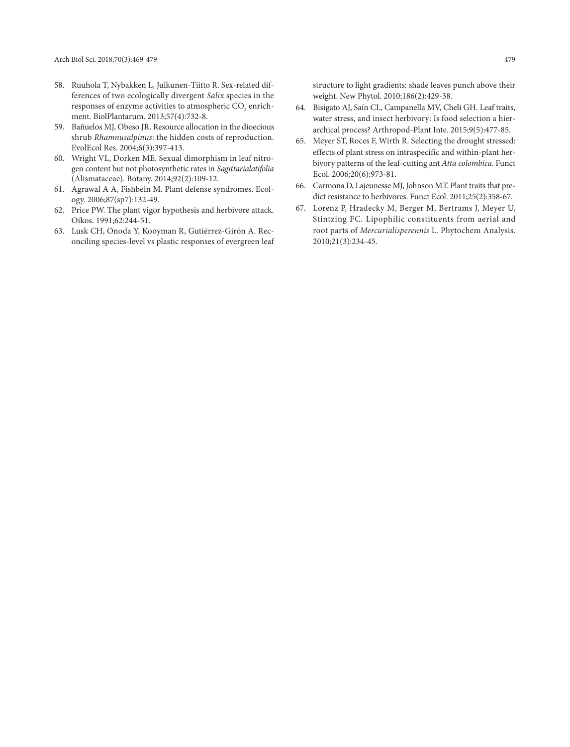58. Ruuhola T, Nybakken L, Julkunen-Tiitto R. Sex-related differences of two ecologically divergent *Salix* species in the responses of enzyme activities to atmospheric $CO_2$ enrichment. BiolPlantarum. 2013;57(4):732-8.
59. Bañuelos MJ, Obeso JR. Resource allocation in the dioecious shrub *Rhamnusalpinus*: the hidden costs of reproduction. EvolEcol Res. 2004;6(3):397-413.
60. Wright VL, Dorken ME. Sexual dimorphism in leaf nitrogen content but not photosynthetic rates in *Sagittarialatifolia* (Alismataceae). Botany. 2014;92(2):109-12.
61. Agrawal A A, Fishbein M. Plant defense syndromes. Ecology. 2006;87(sp7):132-49.
62. Price PW. The plant vigor hypothesis and herbivore attack. Oikos. 1991;62:244-51.
63. Lusk CH, Onoda Y, Kooyman R, Gutiérrez-Girón A. Reconciling species-level vs plastic responses of evergreen leaf structure to light gradients: shade leaves punch above their weight. New Phytol. 2010;186(2):429-38.
64. Bisigato AJ, Saín CL, Campanella MV, Cheli GH. Leaf traits, water stress, and insect herbivory: Is food selection a hierarchical process? Arthropod-Plant Inte. 2015;9(5):477-85.
65. Meyer ST, Roces F, Wirth R. Selecting the drought stressed: effects of plant stress on intraspecific and within-plant herbivory patterns of the leaf-cutting ant *Atta colombica*. Funct Ecol. 2006;20(6):973-81.
66. Carmona D, Lajeunesse MJ, Johnson MT. Plant traits that predict resistance to herbivores. Funct Ecol. 2011;25(2):358-67.
67. Lorenz P, Hradecky M, Berger M, Bertrams J, Meyer U, Stintzing FC. Lipophilic constituents from aerial and root parts of *Mercurialisperennis* L. Phytochem Analysis. 2010;21(3):234-45.